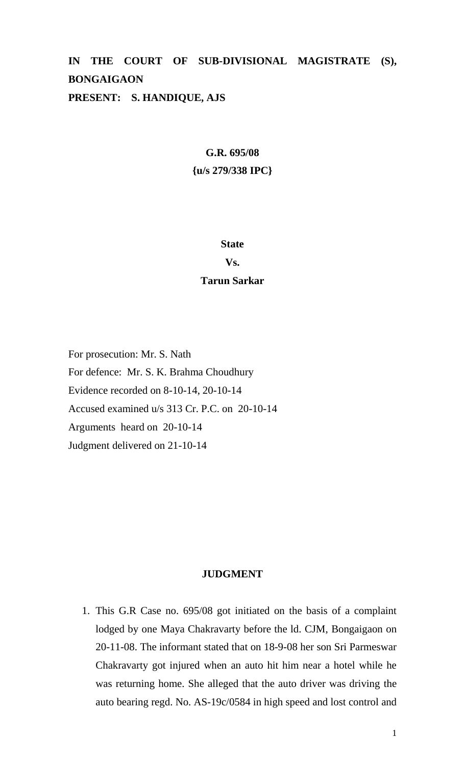**IN THE COURT OF SUB-DIVISIONAL MAGISTRATE (S), BONGAIGAON**

**PRESENT: S. HANDIQUE, AJS**

**G.R. 695/08**

**{u/s 279/338 IPC}**

**State**

**Vs.**

**Tarun Sarkar**

For prosecution: Mr. S. Nath

For defence: Mr. S. K. Brahma Choudhury

Evidence recorded on 8-10-14, 20-10-14

Accused examined u/s 313 Cr. P.C. on 20-10-14

Arguments heard on 20-10-14

Judgment delivered on 21-10-14

## JUDGMENT

1. This G.R Case no. 695/08 got initiated on the basis of a complaint lodged by one Maya Chakravarty before the ld. CJM, Bongaigaon on 20-11-08. The informant stated that on 18-9-08 her son Sri Parmeswar Chakravarty got injured when an auto hit him near a hotel while he was returning home. She alleged that the auto driver was driving the auto bearing regd. No. AS-19c/0584 in high speed and lost control and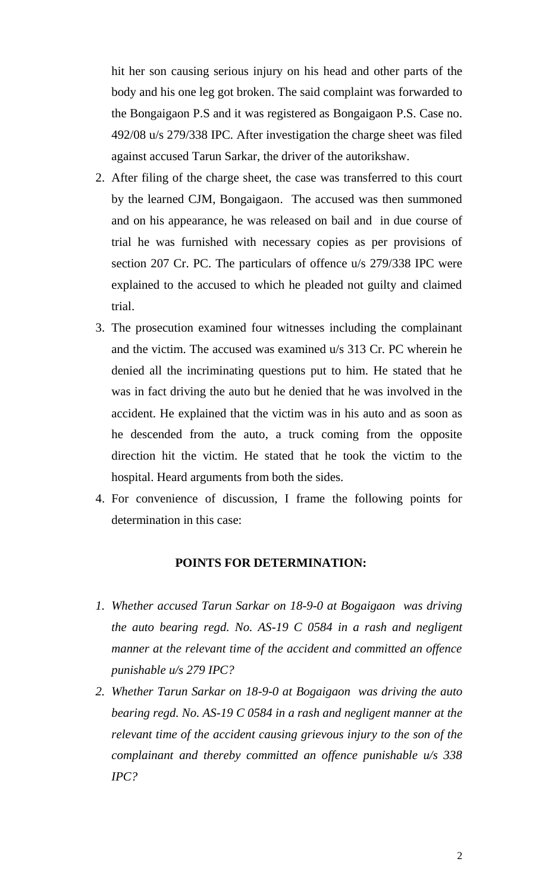hit her son causing serious injury on his head and other parts of the body and his one leg got broken. The said complaint was forwarded to the Bongaigaon P.S and it was registered as Bongaigaon P.S. Case no. 492/08 u/s 279/338 IPC. After investigation the charge sheet was filed against accused Tarun Sarkar, the driver of the autorikshaw.

2. After filing of the charge sheet, the case was transferred to this court by the learned CJM, Bongaigaon. The accused was then summoned and on his appearance, he was released on bail and in due course of trial he was furnished with necessary copies as per provisions of section 207 Cr. PC. The particulars of offence u/s 279/338 IPC were explained to the accused to which he pleaded not guilty and claimed trial.
3. The prosecution examined four witnesses including the complainant and the victim. The accused was examined u/s 313 Cr. PC wherein he denied all the incriminating questions put to him. He stated that he was in fact driving the auto but he denied that he was involved in the accident. He explained that the victim was in his auto and as soon as he descended from the auto, a truck coming from the opposite direction hit the victim. He stated that he took the victim to the hospital. Heard arguments from both the sides.
4. For convenience of discussion, I frame the following points for determination in this case:

**POINTS FOR DETERMINATION:**

1. *Whether accused Tarun Sarkar on 18-9-0 at Bogaigaon was driving the auto bearing regd. No. AS-19 C 0584 in a rash and negligent manner at the relevant time of the accident and committed an offence punishable u/s 279 IPC?*
2. *Whether Tarun Sarkar on 18-9-0 at Bogaigaon was driving the auto bearing regd. No. AS-19 C 0584 in a rash and negligent manner at the relevant time of the accident causing grievous injury to the son of the complainant and thereby committed an offence punishable u/s 338 IPC?*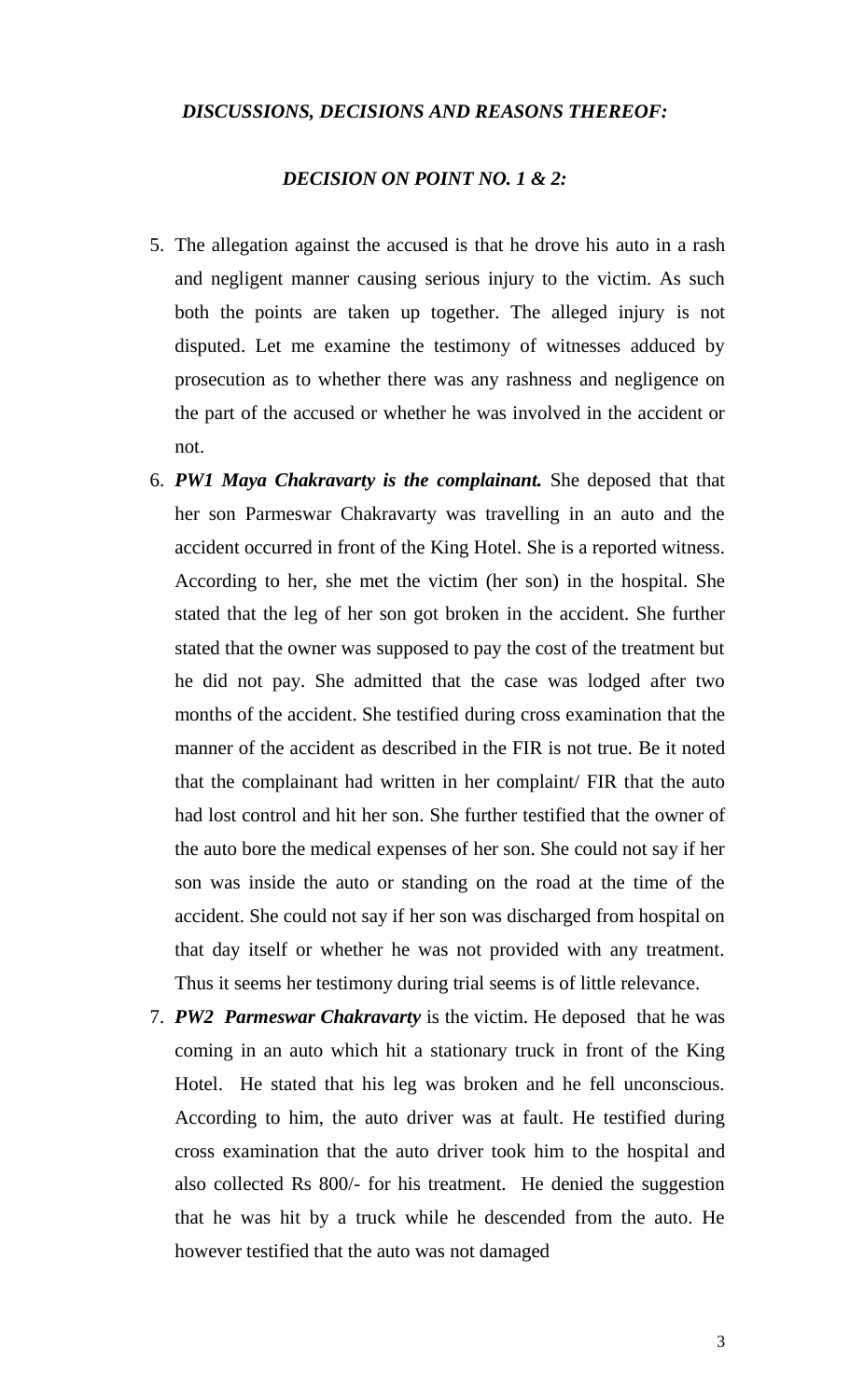***DISCUSSIONS, DECISIONS AND REASONS THEREOF:***

***DECISION ON POINT NO. 1 & 2:***

5. The allegation against the accused is that he drove his auto in a rash and negligent manner causing serious injury to the victim. As such both the points are taken up together. The alleged injury is not disputed. Let me examine the testimony of witnesses adduced by prosecution as to whether there was any rashness and negligence on the part of the accused or whether he was involved in the accident or not.

6. ***PW1 Maya Chakravarty is the complainant.*** She deposed that that her son Parmeswar Chakravarty was travelling in an auto and the accident occurred in front of the King Hotel. She is a reported witness. According to her, she met the victim (her son) in the hospital. She stated that the leg of her son got broken in the accident. She further stated that the owner was supposed to pay the cost of the treatment but he did not pay. She admitted that the case was lodged after two months of the accident. She testified during cross examination that the manner of the accident as described in the FIR is not true. Be it noted that the complainant had written in her complaint/ FIR that the auto had lost control and hit her son. She further testified that the owner of the auto bore the medical expenses of her son. She could not say if her son was inside the auto or standing on the road at the time of the accident. She could not say if her son was discharged from hospital on that day itself or whether he was not provided with any treatment. Thus it seems her testimony during trial seems is of little relevance.

7. ***PW2 Parmeswar Chakravarty*** is the victim. He deposed that he was coming in an auto which hit a stationary truck in front of the King Hotel. He stated that his leg was broken and he fell unconscious. According to him, the auto driver was at fault. He testified during cross examination that the auto driver took him to the hospital and also collected Rs 800/- for his treatment. He denied the suggestion that he was hit by a truck while he descended from the auto. He however testified that the auto was not damaged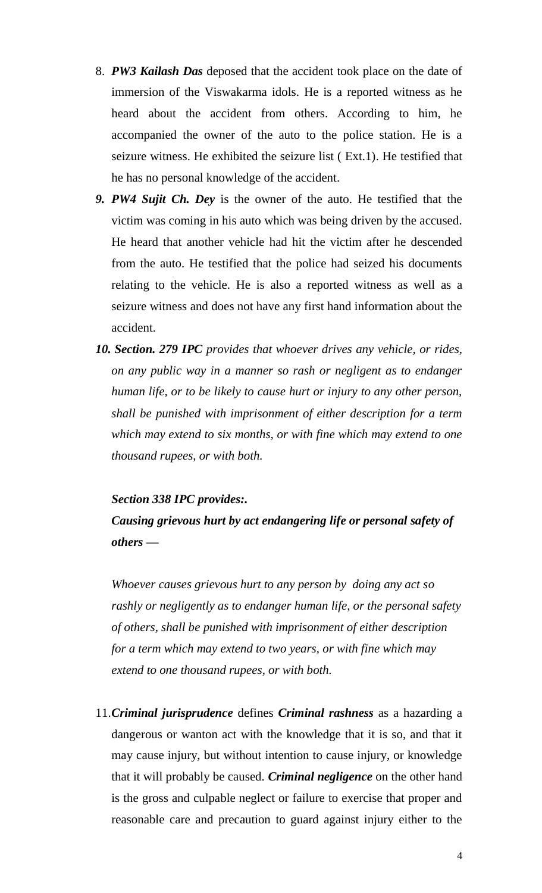8. ***PW3 Kailash Das*** deposed that the accident took place on the date of immersion of the Viswakarma idols. He is a reported witness as he heard about the accident from others. According to him, he accompanied the owner of the auto to the police station. He is a seizure witness. He exhibited the seizure list ( Ext.1). He testified that he has no personal knowledge of the accident.

9. ***PW4 Sujit Ch. Dey*** is the owner of the auto. He testified that the victim was coming in his auto which was being driven by the accused. He heard that another vehicle had hit the victim after he descended from the auto. He testified that the police had seized his documents relating to the vehicle. He is also a reported witness as well as a seizure witness and does not have any first hand information about the accident.

10. ***Section. 279 IPC*** *provides that whoever drives any vehicle, or rides, on any public way in a manner so rash or negligent as to endanger human life, or to be likely to cause hurt or injury to any other person, shall be punished with imprisonment of either description for a term which may extend to six months, or with fine which may extend to one thousand rupees, or with both.*

***Section 338 IPC provides:.***

***Causing grievous hurt by act endangering life or personal safety of others —***

*Whoever causes grievous hurt to any person by doing any act so rashly or negligently as to endanger human life, or the personal safety of others, shall be punished with imprisonment of either description for a term which may extend to two years, or with fine which may extend to one thousand rupees, or with both.*

11. ***Criminal jurisprudence*** defines ***Criminal rashness*** as a hazarding a dangerous or wanton act with the knowledge that it is so, and that it may cause injury, but without intention to cause injury, or knowledge that it will probably be caused. ***Criminal negligence*** on the other hand is the gross and culpable neglect or failure to exercise that proper and reasonable care and precaution to guard against injury either to the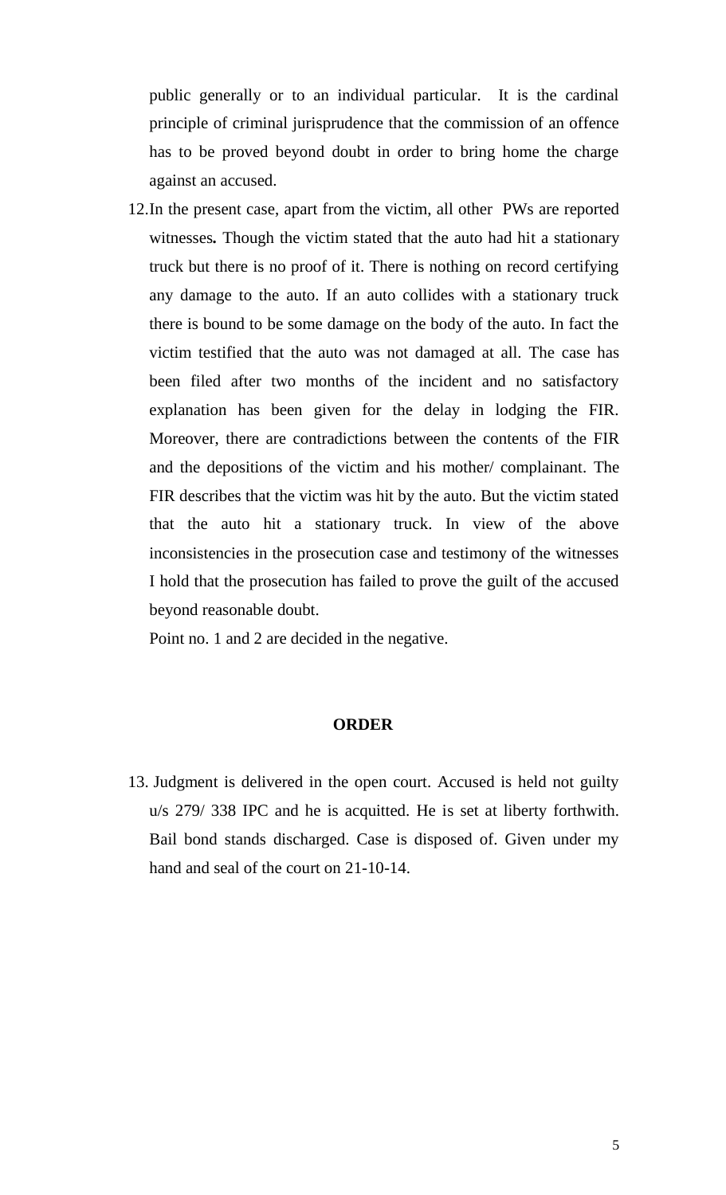public generally or to an individual particular. It is the cardinal principle of criminal jurisprudence that the commission of an offence has to be proved beyond doubt in order to bring home the charge against an accused.

12. In the present case, apart from the victim, all other PWs are reported witnesses**.** Though the victim stated that the auto had hit a stationary truck but there is no proof of it. There is nothing on record certifying any damage to the auto. If an auto collides with a stationary truck there is bound to be some damage on the body of the auto. In fact the victim testified that the auto was not damaged at all. The case has been filed after two months of the incident and no satisfactory explanation has been given for the delay in lodging the FIR. Moreover, there are contradictions between the contents of the FIR and the depositions of the victim and his mother/ complainant. The FIR describes that the victim was hit by the auto. But the victim stated that the auto hit a stationary truck. In view of the above inconsistencies in the prosecution case and testimony of the witnesses I hold that the prosecution has failed to prove the guilt of the accused beyond reasonable doubt.

    Point no. 1 and 2 are decided in the negative.

**ORDER**

13. Judgment is delivered in the open court. Accused is held not guilty u/s 279/ 338 IPC and he is acquitted. He is set at liberty forthwith. Bail bond stands discharged. Case is disposed of. Given under my hand and seal of the court on 21-10-14.